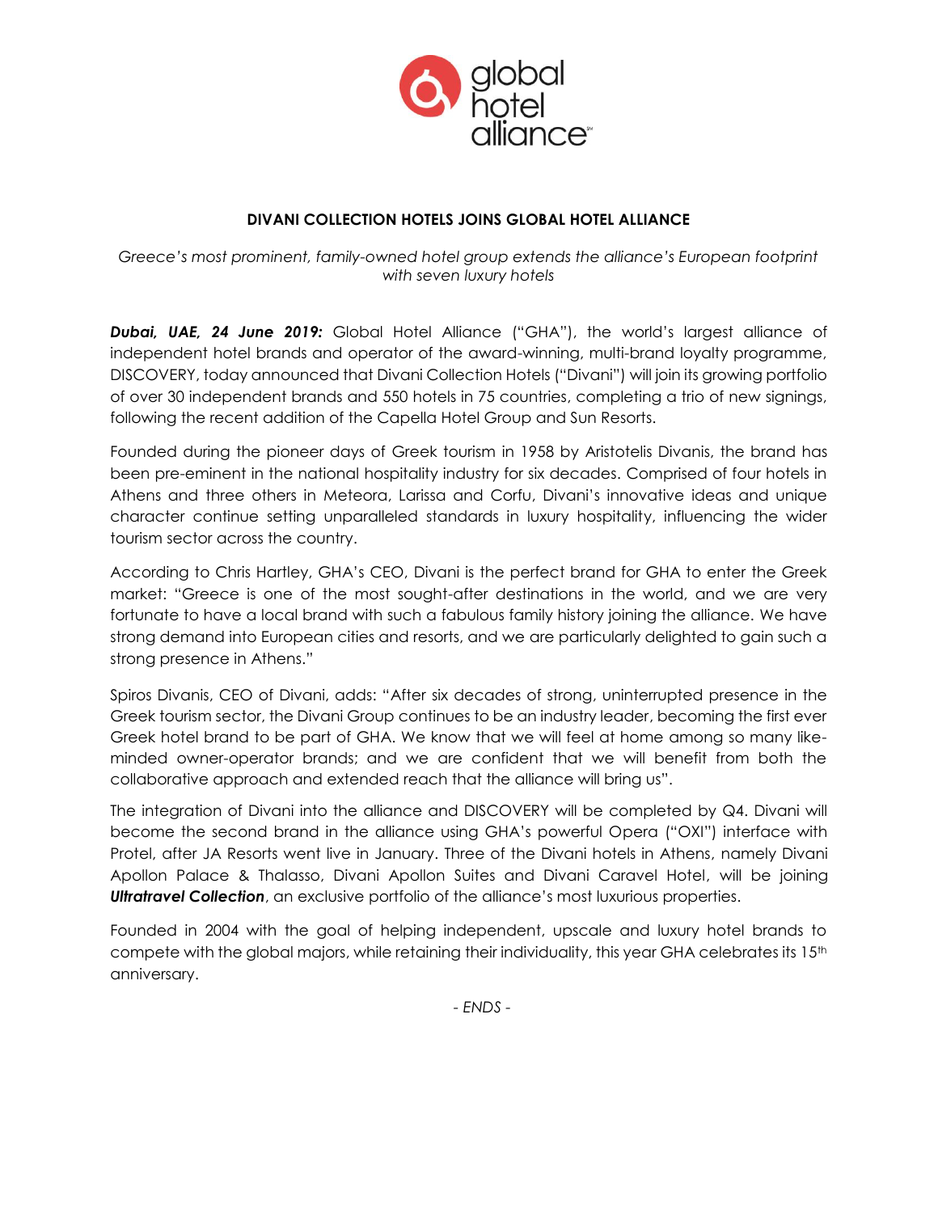# DIVANI COLLECTION HOTELS JOINS GLOBAL HOTEL ALLIANCE

*Greece's most prominent, family-owned hotel group extends the alliance's European footprint with seven luxury hotels*

***Dubai, UAE, 24 June 2019:*** Global Hotel Alliance ("GHA"), the world's largest alliance of independent hotel brands and operator of the award-winning, multi-brand loyalty programme, DISCOVERY, today announced that Divani Collection Hotels ("Divani") will join its growing portfolio of over 30 independent brands and 550 hotels in 75 countries, completing a trio of new signings, following the recent addition of the Capella Hotel Group and Sun Resorts.

Founded during the pioneer days of Greek tourism in 1958 by Aristotelis Divanis, the brand has been pre-eminent in the national hospitality industry for six decades. Comprised of four hotels in Athens and three others in Meteora, Larissa and Corfu, Divani's innovative ideas and unique character continue setting unparalleled standards in luxury hospitality, influencing the wider tourism sector across the country.

According to Chris Hartley, GHA's CEO, Divani is the perfect brand for GHA to enter the Greek market: "Greece is one of the most sought-after destinations in the world, and we are very fortunate to have a local brand with such a fabulous family history joining the alliance. We have strong demand into European cities and resorts, and we are particularly delighted to gain such a strong presence in Athens."

Spiros Divanis, CEO of Divani, adds: "After six decades of strong, uninterrupted presence in the Greek tourism sector, the Divani Group continues to be an industry leader, becoming the first ever Greek hotel brand to be part of GHA. We know that we will feel at home among so many like-minded owner-operator brands; and we are confident that we will benefit from both the collaborative approach and extended reach that the alliance will bring us".

The integration of Divani into the alliance and DISCOVERY will be completed by Q4. Divani will become the second brand in the alliance using GHA's powerful Opera ("OXI") interface with Protel, after JA Resorts went live in January. Three of the Divani hotels in Athens, namely Divani Apollon Palace & Thalasso, Divani Apollon Suites and Divani Caravel Hotel, will be joining ***Ultratravel Collection***, an exclusive portfolio of the alliance's most luxurious properties.

Founded in 2004 with the goal of helping independent, upscale and luxury hotel brands to compete with the global majors, while retaining their individuality, this year GHA celebrates its 15th anniversary.

*- ENDS -*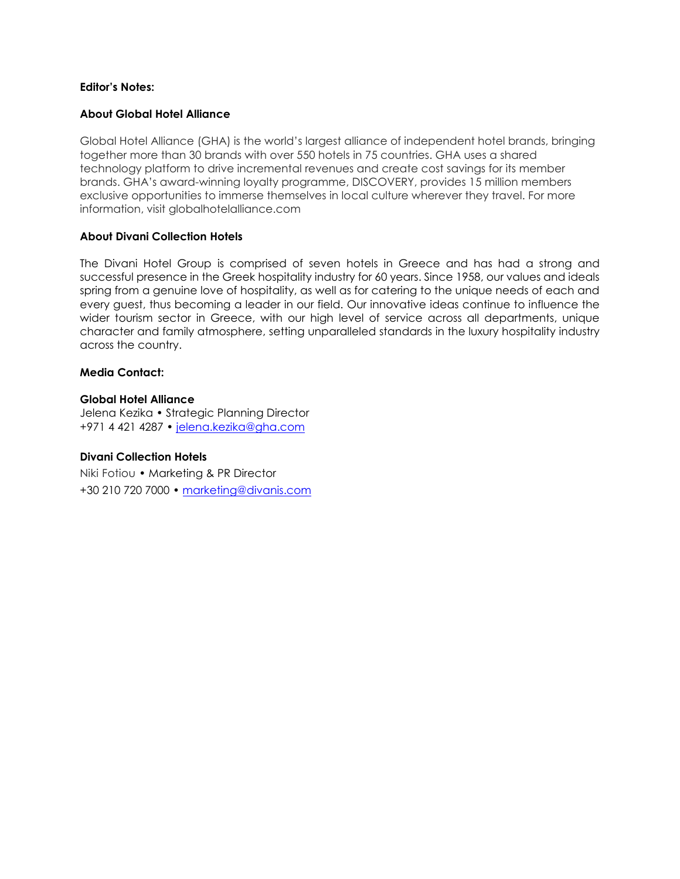**Editor's Notes:**

**About Global Hotel Alliance**

Global Hotel Alliance (GHA) is the world's largest alliance of independent hotel brands, bringing together more than 30 brands with over 550 hotels in 75 countries. GHA uses a shared technology platform to drive incremental revenues and create cost savings for its member brands. GHA's award-winning loyalty programme, DISCOVERY, provides 15 million members exclusive opportunities to immerse themselves in local culture wherever they travel. For more information, visit globalhotelalliance.com

**About Divani Collection Hotels**

The Divani Hotel Group is comprised of seven hotels in Greece and has had a strong and successful presence in the Greek hospitality industry for 60 years. Since 1958, our values and ideals spring from a genuine love of hospitality, as well as for catering to the unique needs of each and every guest, thus becoming a leader in our field. Our innovative ideas continue to influence the wider tourism sector in Greece, with our high level of service across all departments, unique character and family atmosphere, setting unparalleled standards in the luxury hospitality industry across the country.

**Media Contact:**

**Global Hotel Alliance**
Jelena Kezika • Strategic Planning Director
+971 4 421 4287 • jelena.kezika@gha.com

**Divani Collection Hotels**
Niki Fotiou • Marketing & PR Director
+30 210 720 7000 • marketing@divanis.com